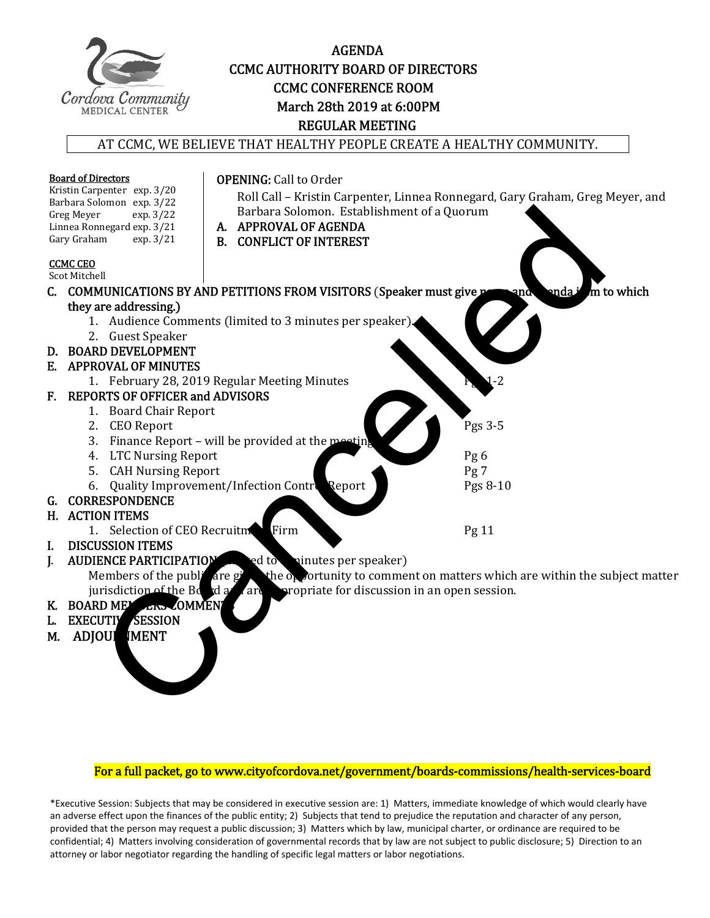# AGENDA
## CCMC AUTHORITY BOARD OF DIRECTORS
## CCMC CONFERENCE ROOM
## March 28th 2019 at 6:00PM
## REGULAR MEETING

AT CCMC, WE BELIEVE THAT HEALTHY PEOPLE CREATE A HEALTHY COMMUNITY.

Cancelled

**Board of Directors**
Kristin Carpenter exp. 3/20
Barbara Solomon exp. 3/22
Greg Meyer exp. 3/22
Linnea Ronnegard exp. 3/21
Gary Graham exp. 3/21

**CCMC CEO**
Scot Mitchell

**OPENING:** Call to Order
Roll Call – Kristin Carpenter, Linnea Ronnegard, Gary Graham, Greg Meyer, and Barbara Solomon. Establishment of a Quorum

A. **APPROVAL OF AGENDA**
B. **CONFLICT OF INTEREST**
C. **COMMUNICATIONS BY AND PETITIONS FROM VISITORS** (Speaker must give name and agenda item to which they are addressing.)
   1. Audience Comments (limited to 3 minutes per speaker).
   2. Guest Speaker
D. **BOARD DEVELOPMENT**
E. **APPROVAL OF MINUTES**
   1. February 28, 2019 Regular Meeting Minutes — Pgs 1-2
F. **REPORTS OF OFFICER and ADVISORS**
   1. Board Chair Report
   2. CEO Report — Pgs 3-5
   3. Finance Report – will be provided at the meeting
   4. LTC Nursing Report — Pg 6
   5. CAH Nursing Report — Pg 7
   6. Quality Improvement/Infection Control Report — Pgs 8-10
G. **CORRESPONDENCE**
H. **ACTION ITEMS**
   1. Selection of CEO Recruitment Firm — Pg 11
I. **DISCUSSION ITEMS**
J. **AUDIENCE PARTICIPATION** (limited to 3 minutes per speaker)
   Members of the public are given the opportunity to comment on matters which are within the subject matter jurisdiction of the Board and are appropriate for discussion in an open session.
K. **BOARD MEMBERS COMMENTS**
L. **EXECUTIVE SESSION**
M. **ADJOURNMENT**

**For a full packet, go to www.cityofcordova.net/government/boards-commissions/health-services-board**

*Executive Session: Subjects that may be considered in executive session are: 1) Matters, immediate knowledge of which would clearly have an adverse effect upon the finances of the public entity; 2) Subjects that tend to prejudice the reputation and character of any person, provided that the person may request a public discussion; 3) Matters which by law, municipal charter, or ordinance are required to be confidential; 4) Matters involving consideration of governmental records that by law are not subject to public disclosure; 5) Direction to an attorney or labor negotiator regarding the handling of specific legal matters or labor negotiations.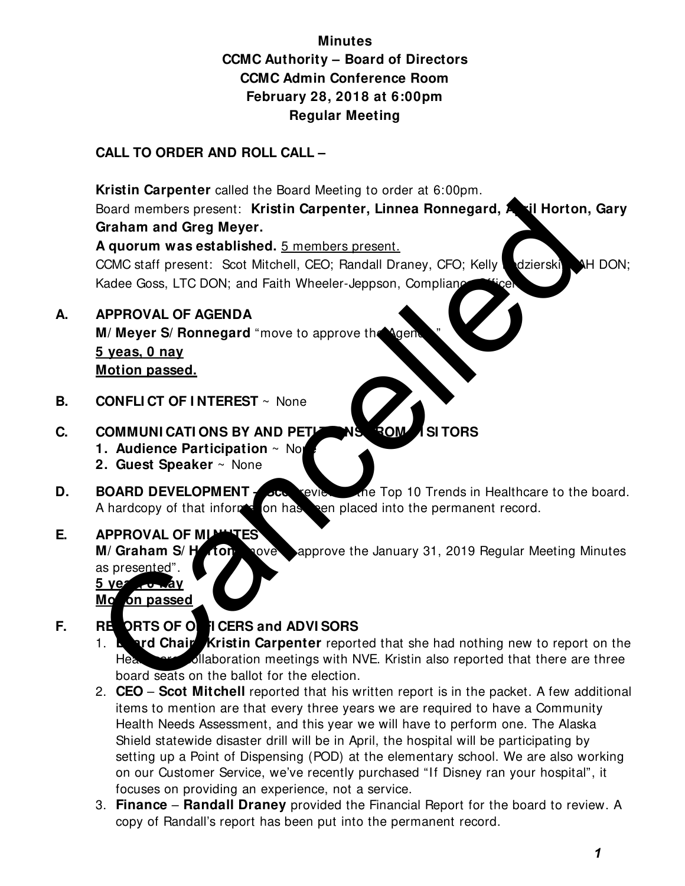**Minutes**
**CCMC Authority – Board of Directors**
**CCMC Admin Conference Room**
**February 28, 2018 at 6:00pm**
**Regular Meeting**

**CALL TO ORDER AND ROLL CALL –**

**Kristin Carpenter** called the Board Meeting to order at 6:00pm.
Board members present: **Kristin Carpenter, Linnea Ronnegard, April Horton, Gary Graham and Greg Meyer.**
**A quorum was established.** 5 members present.
CCMC staff present: Scot Mitchell, CEO; Randall Draney, CFO; Kelly Kedzierski, AH DON; Kadee Goss, LTC DON; and Faith Wheeler-Jeppson, Compliance Officer.

**A. APPROVAL OF AGENDA**
**M/ Meyer S/ Ronnegard** "move to approve the Agenda."
**5 yeas, 0 nay**
**Motion passed.**

**B. CONFLICT OF INTEREST** ~ None

**C. COMMUNICATIONS BY AND PETITIONS FROM VISITORS**
1. **Audience Participation** ~ None
2. **Guest Speaker** ~ None

**D. BOARD DEVELOPMENT** – Scot reviewed the Top 10 Trends in Healthcare to the board. A hardcopy of that information has been placed into the permanent record.

**E. APPROVAL OF MINUTES**
**M/ Graham S/ Horton** "move to approve the January 31, 2019 Regular Meeting Minutes as presented".
**5 yeas, 0 nay**
**Motion passed**

**F. REPORTS OF OFFICERS and ADVISORS**
1. **Board Chair – Kristin Carpenter** reported that she had nothing new to report on the Healthcare Collaboration meetings with NVE. Kristin also reported that there are three board seats on the ballot for the election.
2. **CEO – Scot Mitchell** reported that his written report is in the packet. A few additional items to mention are that every three years we are required to have a Community Health Needs Assessment, and this year we will have to perform one. The Alaska Shield statewide disaster drill will be in April, the hospital will be participating by setting up a Point of Dispensing (POD) at the elementary school. We are also working on our Customer Service, we've recently purchased "If Disney ran your hospital", it focuses on providing an experience, not a service.
3. **Finance – Randall Draney** provided the Financial Report for the board to review. A copy of Randall's report has been put into the permanent record.

Cancelled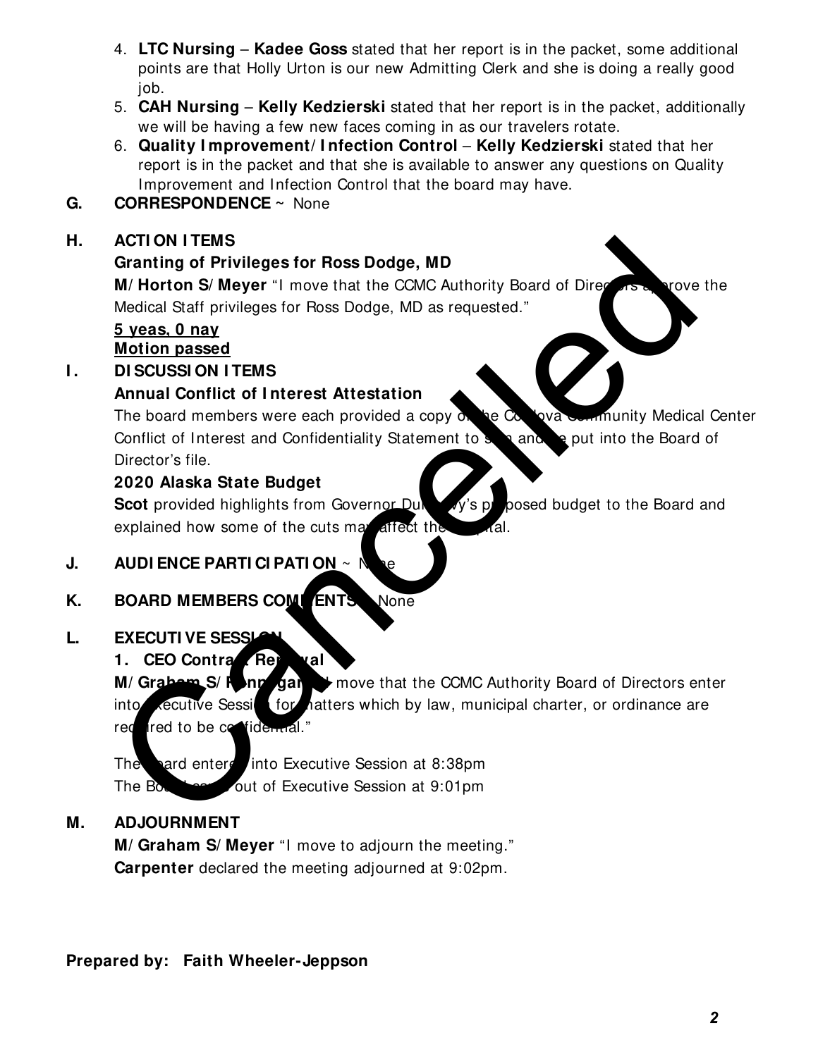4. **LTC Nursing** – **Kadee Goss** stated that her report is in the packet, some additional points are that Holly Urton is our new Admitting Clerk and she is doing a really good job.
5. **CAH Nursing** – **Kelly Kedzierski** stated that her report is in the packet, additionally we will be having a few new faces coming in as our travelers rotate.
6. **Quality Improvement/Infection Control** – **Kelly Kedzierski** stated that her report is in the packet and that she is available to answer any questions on Quality Improvement and Infection Control that the board may have.

**G. CORRESPONDENCE** ~ None

**H. ACTION ITEMS**

**Granting of Privileges for Ross Dodge, MD**

**M/Horton S/Meyer** "I move that the CCMC Authority Board of Directors approve the Medical Staff privileges for Ross Dodge, MD as requested."

**5 yeas, 0 nay**
**Motion passed**

**I. DISCUSSION ITEMS**

**Annual Conflict of Interest Attestation**

The board members were each provided a copy of the Cordova Community Medical Center Conflict of Interest and Confidentiality Statement to sign and be put into the Board of Director's file.

**2020 Alaska State Budget**

**Scot** provided highlights from Governor Dunleavy's proposed budget to the Board and explained how some of the cuts may affect the hospital.

**J. AUDIENCE PARTICIPATION** ~ None

**K. BOARD MEMBERS COMMENTS** ~ None

**L. EXECUTIVE SESSION**

**1. CEO Contract Renewal**

**M/Graham S/Ronnegard** "I move that the CCMC Authority Board of Directors enter into Executive Session for matters which by law, municipal charter, or ordinance are required to be confidential."

The board entered into Executive Session at 8:38pm
The Board came out of Executive Session at 9:01pm

**M. ADJOURNMENT**

**M/Graham S/Meyer** "I move to adjourn the meeting."
**Carpenter** declared the meeting adjourned at 9:02pm.

**Prepared by: Faith Wheeler-Jeppson**

Cancelled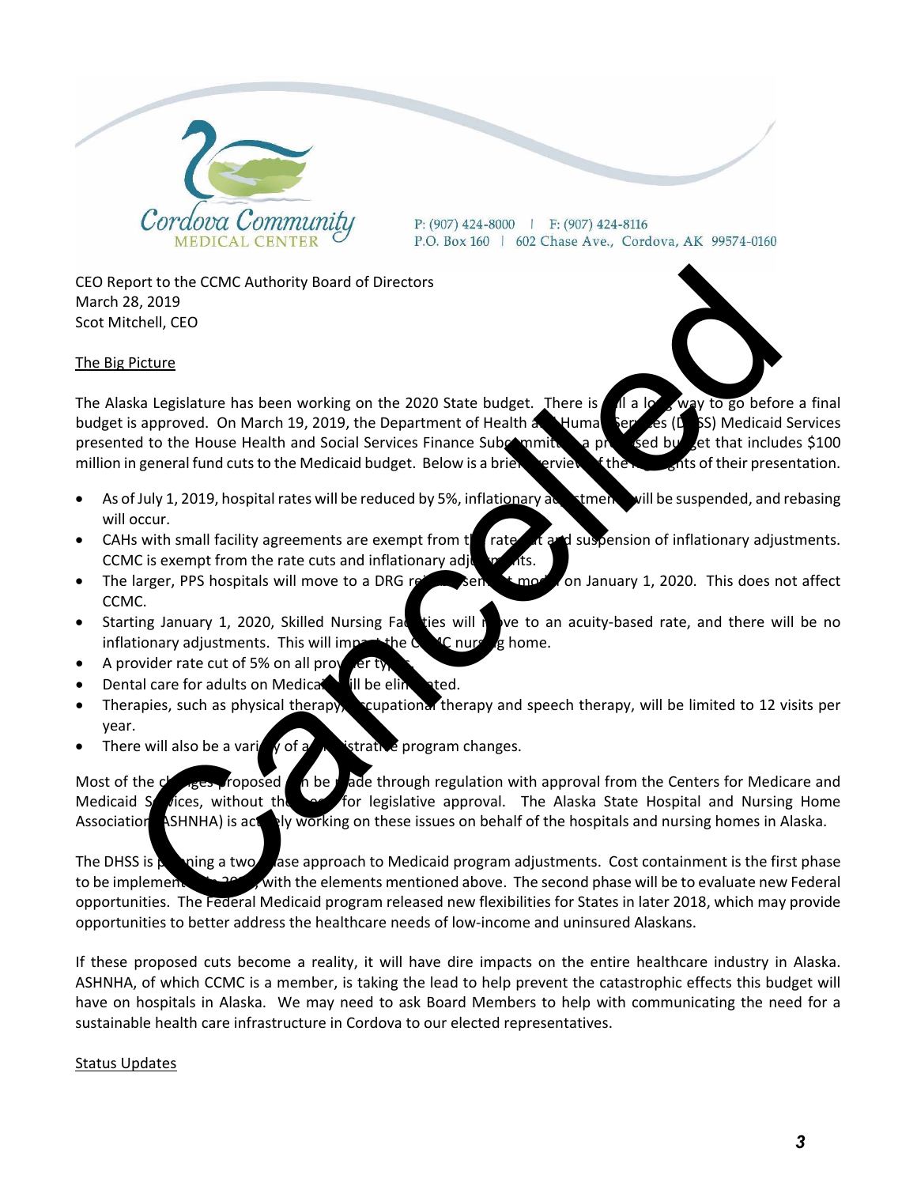Cordova Community MEDICAL CENTER

P: (907) 424-8000 | F: (907) 424-8116
P.O. Box 160 | 602 Chase Ave., Cordova, AK 99574-0160

Cancelled

CEO Report to the CCMC Authority Board of Directors
March 28, 2019
Scot Mitchell, CEO

## The Big Picture

The Alaska Legislature has been working on the 2020 State budget. There is still a long way to go before a final budget is approved. On March 19, 2019, the Department of Health and Human Services (DHSS) Medicaid Services presented to the House Health and Social Services Finance Subcommittee a proposed budget that includes $100 million in general fund cuts to the Medicaid budget. Below is a brief overview of the highlights of their presentation.

- As of July 1, 2019, hospital rates will be reduced by 5%, inflationary adjustments will be suspended, and rebasing will occur.
- CAHs with small facility agreements are exempt from the rate cut and suspension of inflationary adjustments. CCMC is exempt from the rate cuts and inflationary adjustments.
- The larger, PPS hospitals will move to a DRG reimbursement model on January 1, 2020. This does not affect CCMC.
- Starting January 1, 2020, Skilled Nursing Facilities will move to an acuity-based rate, and there will be no inflationary adjustments. This will impact the CCMC nursing home.
- A provider rate cut of 5% on all provider types.
- Dental care for adults on Medicaid will be eliminated.
- Therapies, such as physical therapy, occupational therapy and speech therapy, will be limited to 12 visits per year.
- There will also be a variety of administrative program changes.

Most of the changes proposed can be made through regulation with approval from the Centers for Medicare and Medicaid Services, without the need for legislative approval. The Alaska State Hospital and Nursing Home Association (ASHNHA) is actively working on these issues on behalf of the hospitals and nursing homes in Alaska.

The DHSS is planning a two-phase approach to Medicaid program adjustments. Cost containment is the first phase to be implemented in 2020, with the elements mentioned above. The second phase will be to evaluate new Federal opportunities. The Federal Medicaid program released new flexibilities for States in later 2018, which may provide opportunities to better address the healthcare needs of low-income and uninsured Alaskans.

If these proposed cuts become a reality, it will have dire impacts on the entire healthcare industry in Alaska. ASHNHA, of which CCMC is a member, is taking the lead to help prevent the catastrophic effects this budget will have on hospitals in Alaska. We may need to ask Board Members to help with communicating the need for a sustainable health care infrastructure in Cordova to our elected representatives.

## Status Updates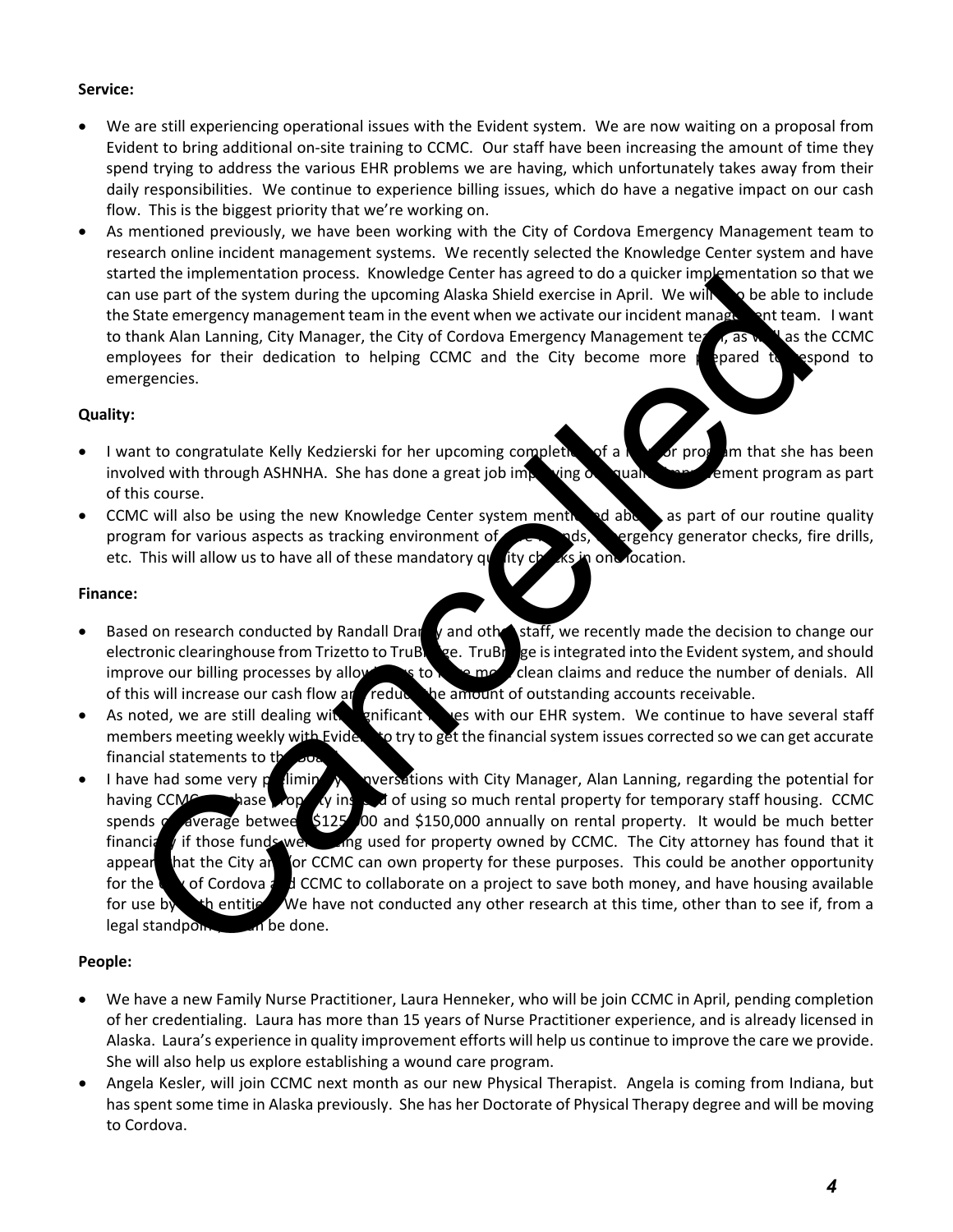**Service:**

- We are still experiencing operational issues with the Evident system. We are now waiting on a proposal from Evident to bring additional on-site training to CCMC. Our staff have been increasing the amount of time they spend trying to address the various EHR problems we are having, which unfortunately takes away from their daily responsibilities. We continue to experience billing issues, which do have a negative impact on our cash flow. This is the biggest priority that we're working on.
- As mentioned previously, we have been working with the City of Cordova Emergency Management team to research online incident management systems. We recently selected the Knowledge Center system and have started the implementation process. Knowledge Center has agreed to do a quicker implementation so that we can use part of the system during the upcoming Alaska Shield exercise in April. We will also be able to include the State emergency management team in the event when we activate our incident management team. I want to thank Alan Lanning, City Manager, the City of Cordova Emergency Management team, as well as the CCMC employees for their dedication to helping CCMC and the City become more prepared to respond to emergencies.

**Quality:**

- I want to congratulate Kelly Kedzierski for her upcoming completion of a mentor program that she has been involved with through ASHNHA. She has done a great job improving our quality improvement program as part of this course.
- CCMC will also be using the new Knowledge Center system mentioned above, as part of our routine quality program for various aspects as tracking environment of care rounds, emergency generator checks, fire drills, etc. This will allow us to have all of these mandatory quality checks in one location.

**Finance:**

- Based on research conducted by Randall Draney and other staff, we recently made the decision to change our electronic clearinghouse from Trizetto to TruBridge. TruBridge is integrated into the Evident system, and should improve our billing processes by allowing us to have more clean claims and reduce the number of denials. All of this will increase our cash flow and reduce the amount of outstanding accounts receivable.
- As noted, we are still dealing with significant issues with our EHR system. We continue to have several staff members meeting weekly with Evident to try to get the financial system issues corrected so we can get accurate financial statements to the Board.
- I have had some very preliminary conversations with City Manager, Alan Lanning, regarding the potential for having CCMC purchase property instead of using so much rental property for temporary staff housing. CCMC spends on average between $125,000 and $150,000 annually on rental property. It would be much better financially if those funds were being used for property owned by CCMC. The City attorney has found that it appears that the City and/or CCMC can own property for these purposes. This could be another opportunity for the City of Cordova and CCMC to collaborate on a project to save both money, and have housing available for use by both entities. We have not conducted any other research at this time, other than to see if, from a legal standpoint, it can be done.

**People:**

- We have a new Family Nurse Practitioner, Laura Henneker, who will be join CCMC in April, pending completion of her credentialing. Laura has more than 15 years of Nurse Practitioner experience, and is already licensed in Alaska. Laura's experience in quality improvement efforts will help us continue to improve the care we provide. She will also help us explore establishing a wound care program.
- Angela Kesler, will join CCMC next month as our new Physical Therapist. Angela is coming from Indiana, but has spent some time in Alaska previously. She has her Doctorate of Physical Therapy degree and will be moving to Cordova.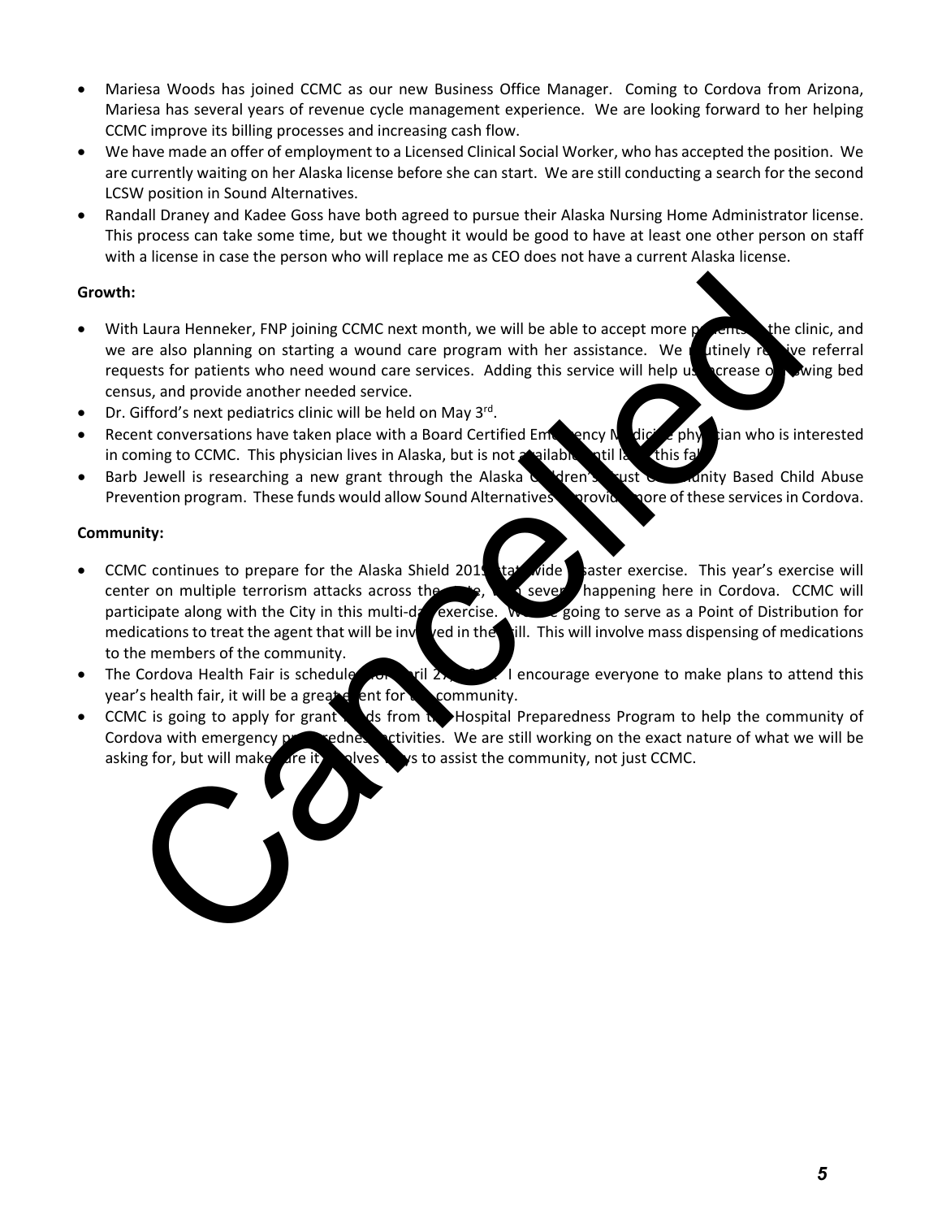- Mariesa Woods has joined CCMC as our new Business Office Manager. Coming to Cordova from Arizona, Mariesa has several years of revenue cycle management experience. We are looking forward to her helping CCMC improve its billing processes and increasing cash flow.
- We have made an offer of employment to a Licensed Clinical Social Worker, who has accepted the position. We are currently waiting on her Alaska license before she can start. We are still conducting a search for the second LCSW position in Sound Alternatives.
- Randall Draney and Kadee Goss have both agreed to pursue their Alaska Nursing Home Administrator license. This process can take some time, but we thought it would be good to have at least one other person on staff with a license in case the person who will replace me as CEO does not have a current Alaska license.

**Growth:**

- With Laura Henneker, FNP joining CCMC next month, we will be able to accept more patients in the clinic, and we are also planning on starting a wound care program with her assistance. We routinely receive referral requests for patients who need wound care services. Adding this service will help us increase our swing bed census, and provide another needed service.
- Dr. Gifford's next pediatrics clinic will be held on May 3rd.
- Recent conversations have taken place with a Board Certified Emergency Medicine physician who is interested in coming to CCMC. This physician lives in Alaska, but is not available until late this fall.
- Barb Jewell is researching a new grant through the Alaska Children's Trust Community Based Child Abuse Prevention program. These funds would allow Sound Alternatives to provide more of these services in Cordova.

**Community:**

- CCMC continues to prepare for the Alaska Shield 2018 statewide disaster exercise. This year's exercise will center on multiple terrorism attacks across the state, with several happening here in Cordova. CCMC will participate along with the City in this multi-day exercise. We are going to serve as a Point of Distribution for medications to treat the agent that will be involved in the drill. This will involve mass dispensing of medications to the members of the community.
- The Cordova Health Fair is scheduled for April 27, 2018. I encourage everyone to make plans to attend this year's health fair, it will be a great event for the community.
- CCMC is going to apply for grant funds from the Hospital Preparedness Program to help the community of Cordova with emergency preparedness activities. We are still working on the exact nature of what we will be asking for, but will make sure it involves ways to assist the community, not just CCMC.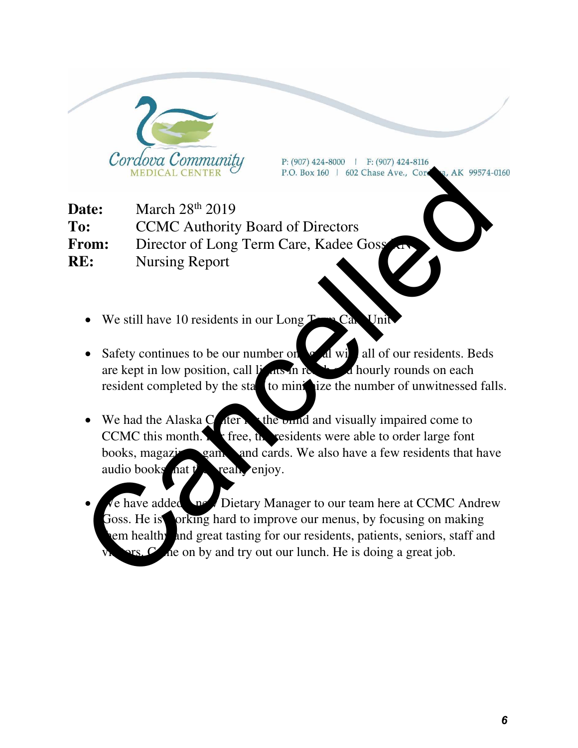Cordova Community MEDICAL CENTER

P: (907) 424-8000 | F: (907) 424-8116
P.O. Box 160 | 602 Chase Ave., Cordova, AK 99574-0160

Cancelled

**Date:** March 28th 2019
**To:** CCMC Authority Board of Directors
**From:** Director of Long Term Care, Kadee Goss RN
**RE:** Nursing Report

- We still have 10 residents in our Long Term Care Unit.
- Safety continues to be our number one goal with all of our residents. Beds are kept in low position, call lights in reach, and hourly rounds on each resident completed by the staff to minimize the number of unwitnessed falls.
- We had the Alaska Center for the blind and visually impaired come to CCMC this month. For free, the residents were able to order large font books, magazines, games, and cards. We also have a few residents that have audio books that they really enjoy.
- We have added a new Dietary Manager to our team here at CCMC Andrew Goss. He is working hard to improve our menus, by focusing on making them healthy and great tasting for our residents, patients, seniors, staff and visitors. Come on by and try out our lunch. He is doing a great job.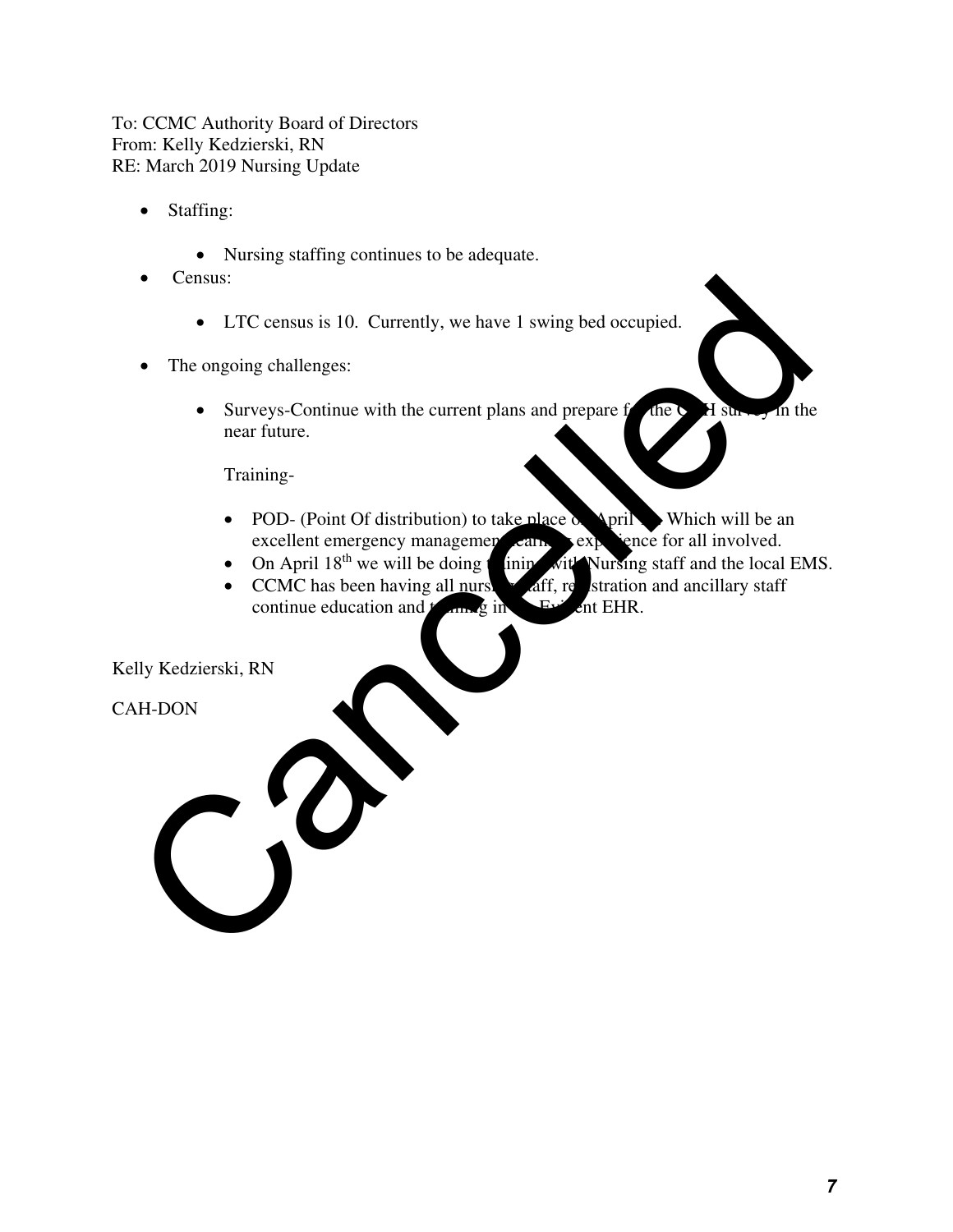To: CCMC Authority Board of Directors
From: Kelly Kedzierski, RN
RE: March 2019 Nursing Update

- Staffing:
  - Nursing staffing continues to be adequate.
- Census:
  - LTC census is 10. Currently, we have 1 swing bed occupied.
- The ongoing challenges:
  - Surveys-Continue with the current plans and prepare for the CAH survey in the near future.

    Training-

    - POD- (Point Of distribution) to take place on April 1 . Which will be an excellent emergency management learning experience for all involved.
    - On April 18th we will be doing training with Nursing staff and the local EMS.
    - CCMC has been having all nursing staff, registration and ancillary staff continue education and training in the Evident EHR.

Kelly Kedzierski, RN

CAH-DON

Cancelled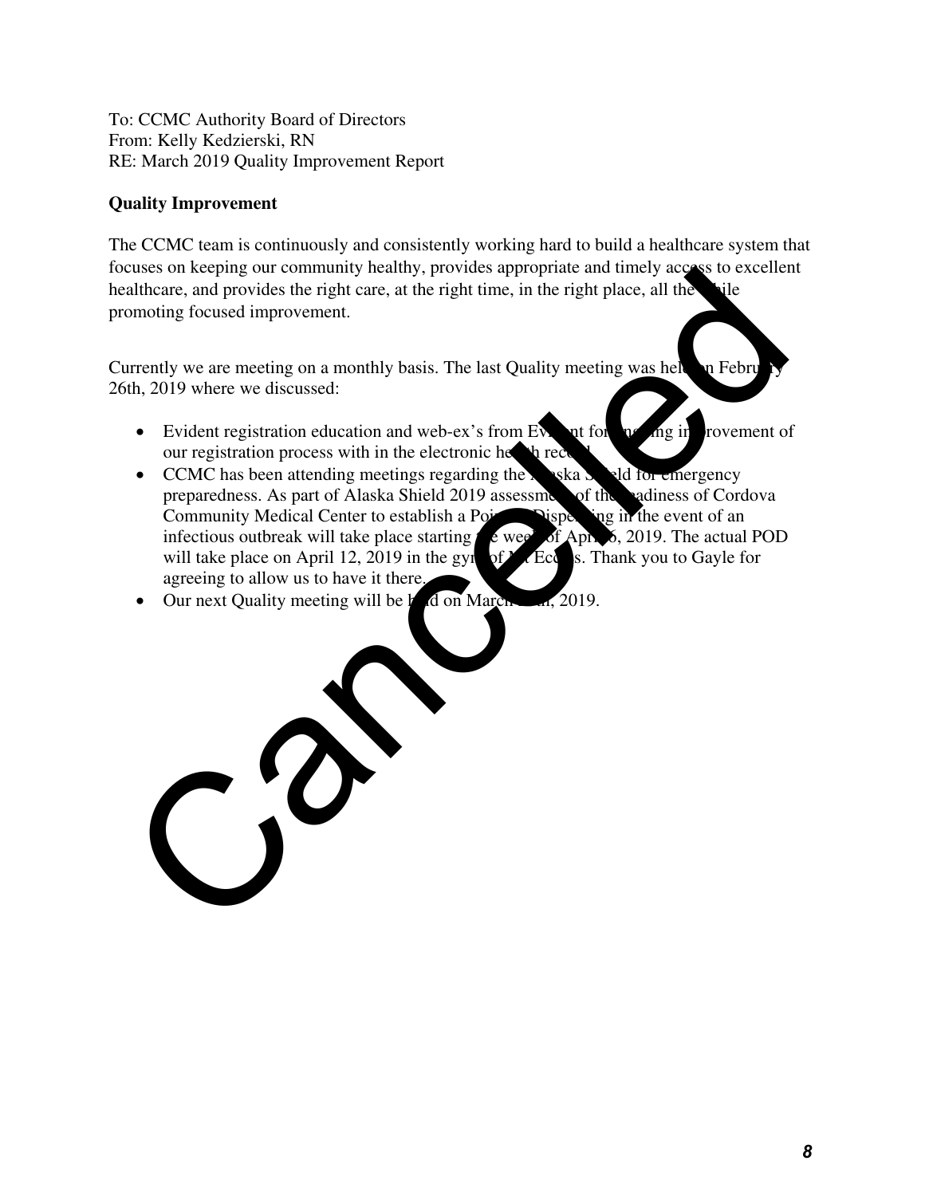To: CCMC Authority Board of Directors
From: Kelly Kedzierski, RN
RE: March 2019 Quality Improvement Report

**Quality Improvement**

The CCMC team is continuously and consistently working hard to build a healthcare system that focuses on keeping our community healthy, provides appropriate and timely access to excellent healthcare, and provides the right care, at the right time, in the right place, all the while promoting focused improvement.

Currently we are meeting on a monthly basis. The last Quality meeting was held on February 26th, 2019 where we discussed:

- Evident registration education and web-ex's from Evident for ongoing improvement of our registration process with in the electronic health record.
- CCMC has been attending meetings regarding the Alaska Shield for emergency preparedness. As part of Alaska Shield 2019 assessment of the readiness of Cordova Community Medical Center to establish a Point of Dispensing in the event of an infectious outbreak will take place starting the week of April 6, 2019. The actual POD will take place on April 12, 2019 in the gym of Mt Eccles. Thank you to Gayle for agreeing to allow us to have it there.
- Our next Quality meeting will be held on March 26th, 2019.

Cancelled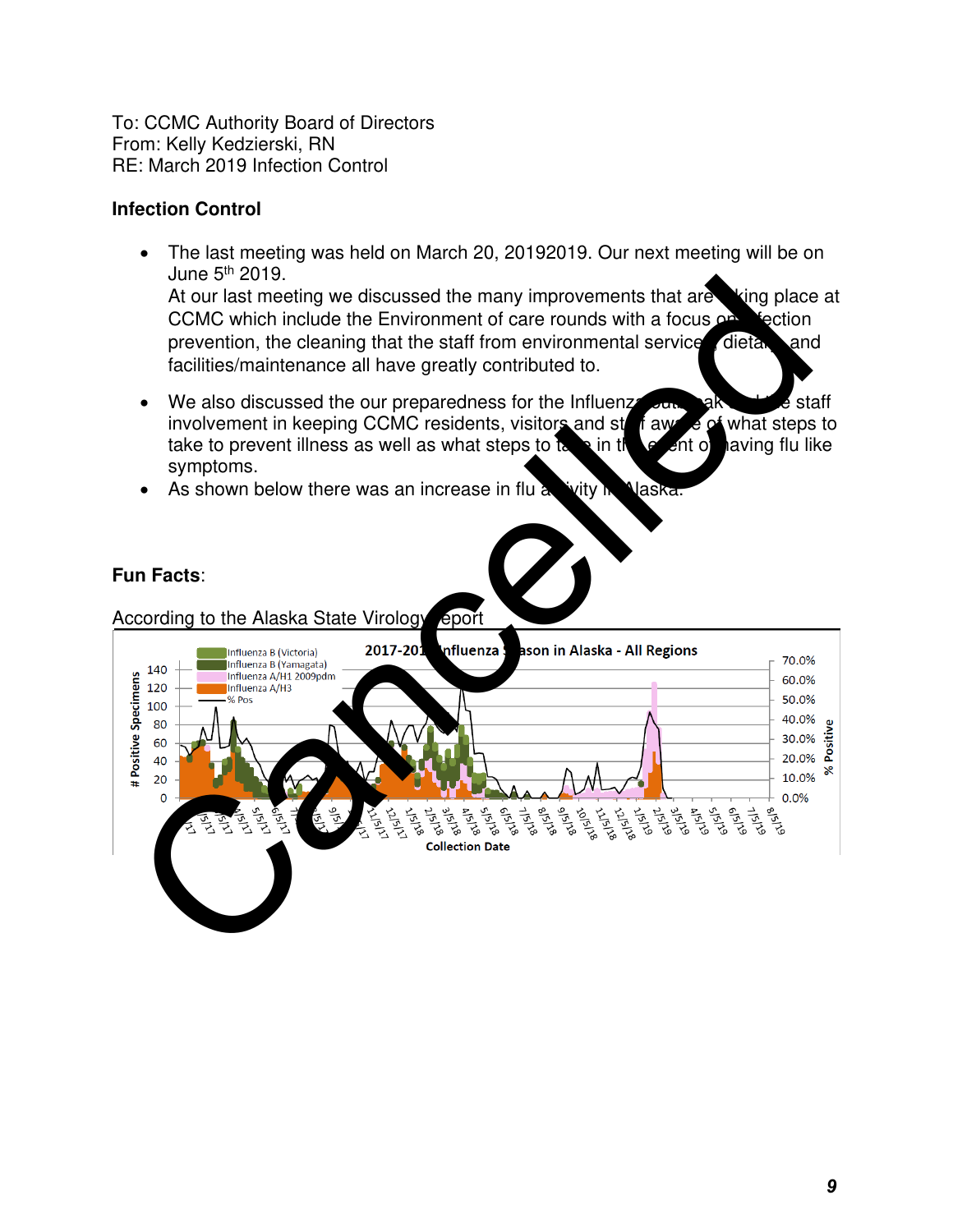To: CCMC Authority Board of Directors
From: Kelly Kedzierski, RN
RE: March 2019 Infection Control

**Infection Control**

- The last meeting was held on March 20, 20192019. Our next meeting will be on June 5th 2019.
  At our last meeting we discussed the many improvements that are taking place at CCMC which include the Environment of care rounds with a focus on infection prevention, the cleaning that the staff from environmental services, dietary and facilities/maintenance all have greatly contributed to.
- We also discussed the our preparedness for the Influenza outbreak and the staff involvement in keeping CCMC residents, visitors and staff aware of what steps to take to prevent illness as well as what steps to take in the event of having flu like symptoms.
- As shown below there was an increase in flu activity in Alaska.

**Fun Facts**:

According to the Alaska State Virology Report

2017-2019 Influenza Season in Alaska - All Regions

Cancelled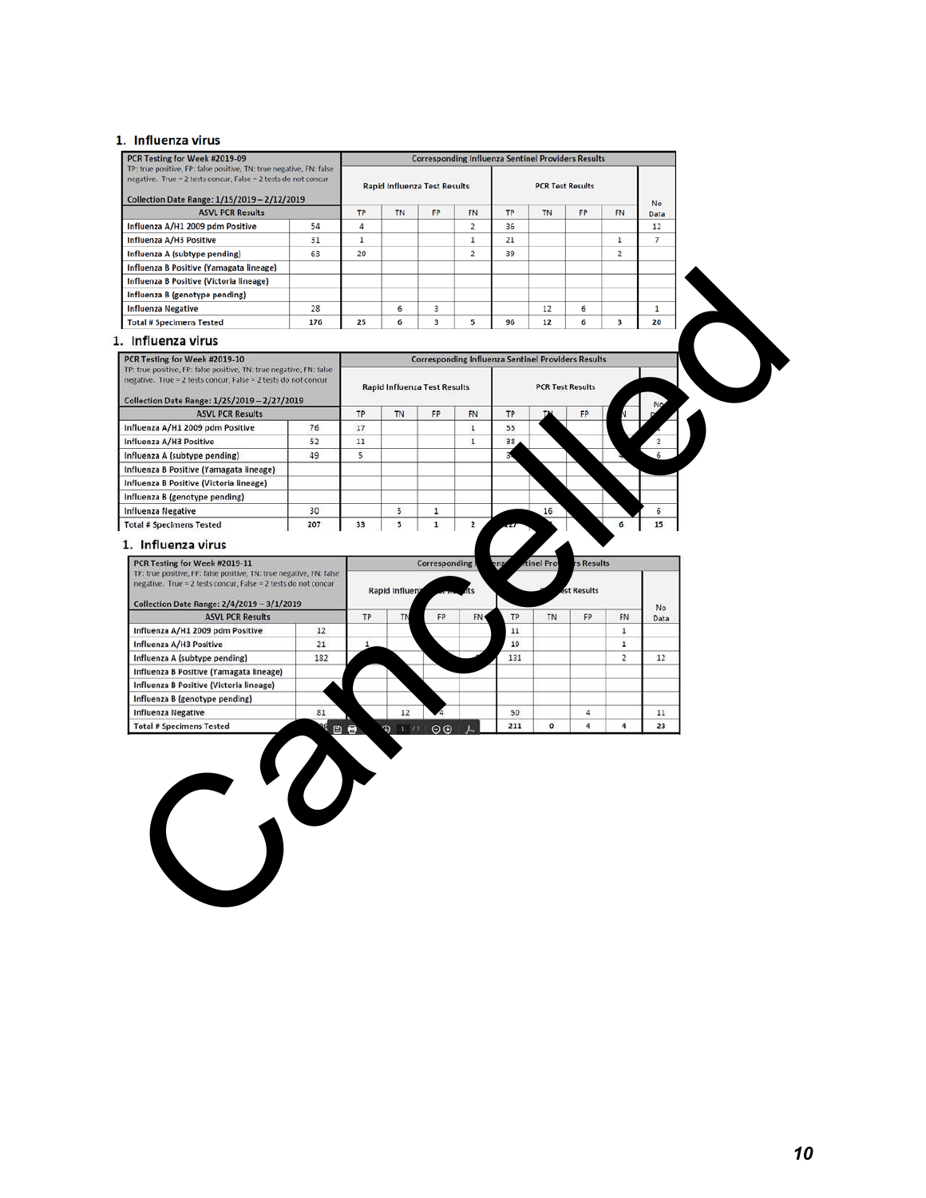## 1. Influenza virus

| PCR Testing for Week #2019-09 | | Corresponding Influenza Sentinel Providers Results | | | | | | | | |
|---|---|---|---|---|---|---|---|---|---|---|
| TP: true positive, FP: false positive, TN: true negative, FN: false negative. True = 2 tests concur, False = 2 tests do not concur. Collection Date Range: 1/15/2019 – 2/12/2019 | | Rapid Influenza Test Results | | | | PCR Test Results | | | | No Data |
| ASVL PCR Results | | TP | TN | FP | FN | TP | TN | FP | FN | |
| Influenza A/H1 2009 pdm Positive | 54 | 4 | | | 2 | 36 | | | | 12 |
| Influenza A/H3 Positive | 31 | 1 | | | 1 | 21 | | | 1 | 7 |
| Influenza A (subtype pending) | 63 | 20 | | | 2 | 39 | | | 2 | |
| Influenza B Positive (Yamagata lineage) | | | | | | | | | | |
| Influenza B Positive (Victoria lineage) | | | | | | | | | | |
| Influenza B (genotype pending) | | | | | | | | | | |
| Influenza Negative | 28 | | 6 | 3 | | | 12 | 6 | | 1 |
| Total # Specimens Tested | 176 | 25 | 6 | 3 | 5 | 96 | 12 | 6 | 3 | 20 |

## 1. Influenza virus

| PCR Testing for Week #2019-10 | | Corresponding Influenza Sentinel Providers Results | | | | | | | | |
|---|---|---|---|---|---|---|---|---|---|---|
| TP: true positive, FP: false positive, TN: true negative, FN: false negative. True = 2 tests concur, False = 2 tests do not concur. Collection Date Range: 1/25/2019 – 2/27/2019 | | Rapid Influenza Test Results | | | | PCR Test Results | | | | No Data |
| ASVL PCR Results | | TP | TN | FP | FN | TP | TN | FP | FN | |
| Influenza A/H1 2009 pdm Positive | 76 | 17 | | | 1 | 55 | | | | |
| Influenza A/H3 Positive | 52 | 11 | | | 1 | 38 | | | | 2 |
| Influenza A (subtype pending) | 49 | 5 | | | | | | | | 6 |
| Influenza B Positive (Yamagata lineage) | | | | | | | | | | |
| Influenza B Positive (Victoria lineage) | | | | | | | | | | |
| Influenza B (genotype pending) | | | | | | | | | | |
| Influenza Negative | 30 | | 5 | 1 | | | 16 | | | 6 |
| Total # Specimens Tested | 207 | 33 | 5 | 1 | 2 | | | | 6 | 15 |

## 1. Influenza virus

| PCR Testing for Week #2019-11 | | Corresponding Influenza Sentinel Providers Results | | | | | | | | |
|---|---|---|---|---|---|---|---|---|---|---|
| TP: true positive, FP: false positive, TN: true negative, FN: false negative. True = 2 tests concur, False = 2 tests do not concur. Collection Date Range: 2/4/2019 – 3/1/2019 | | Rapid Influenza Test Results | | | | PCR Test Results | | | | No Data |
| ASVL PCR Results | | TP | TN | FP | FN | TP | TN | FP | FN | |
| Influenza A/H1 2009 pdm Positive | 12 | | | | | 11 | | | 1 | |
| Influenza A/H3 Positive | 21 | 1 | | | | 19 | | | 1 | |
| Influenza A (subtype pending) | 182 | | | | | 131 | | | 2 | 12 |
| Influenza B Positive (Yamagata lineage) | | | | | | | | | | |
| Influenza B Positive (Victoria lineage) | | | | | | | | | | |
| Influenza B (genotype pending) | | | | | | | | | | |
| Influenza Negative | 81 | | 12 | 4 | | 50 | | 4 | | 11 |
| Total # Specimens Tested | | | | | | 211 | 0 | 4 | 4 | 23 |

Cancelled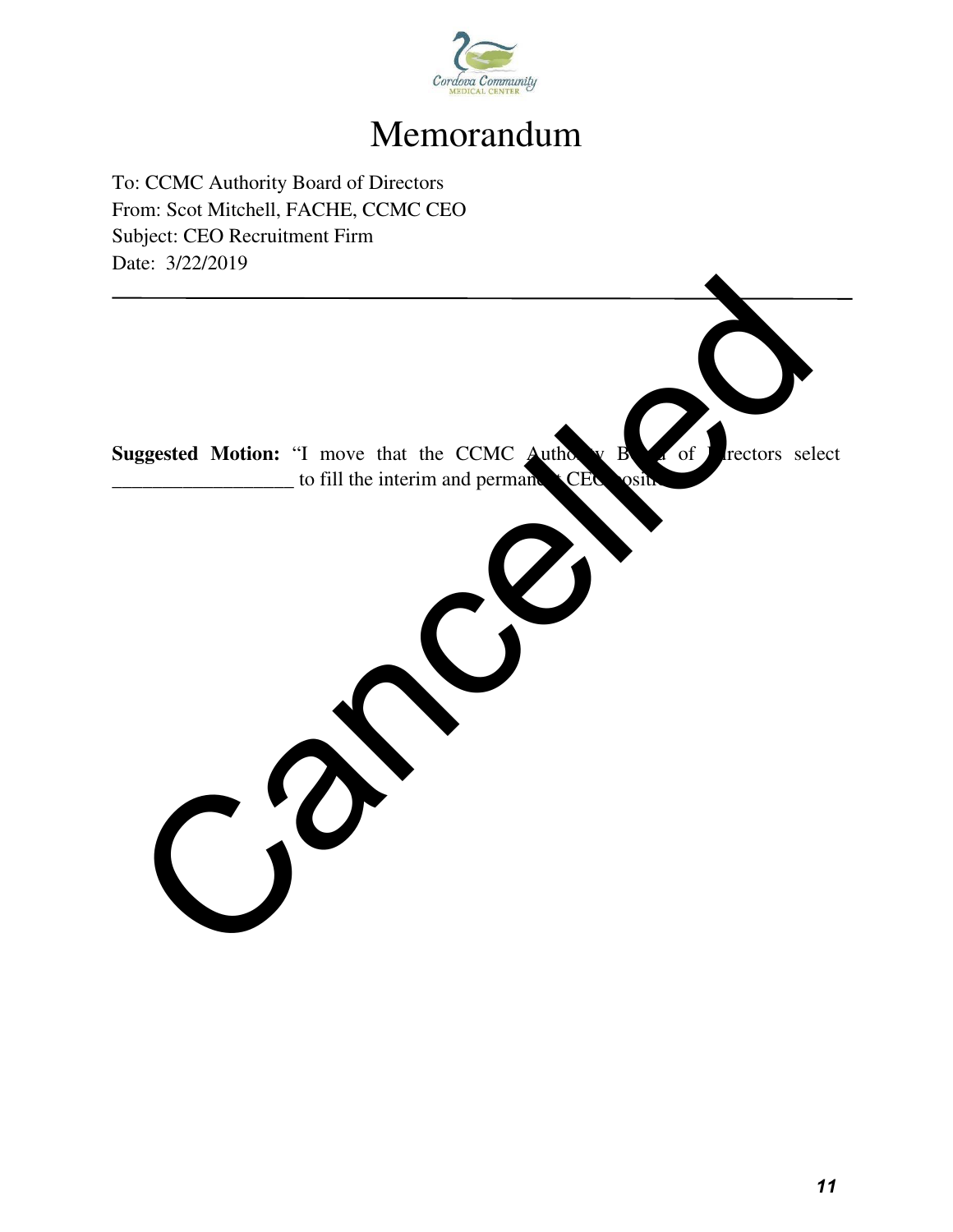Cordova Community Medical Center

# Memorandum

To: CCMC Authority Board of Directors
From: Scot Mitchell, FACHE, CCMC CEO
Subject: CEO Recruitment Firm
Date: 3/22/2019

---

**Suggested Motion:** "I move that the CCMC Authority Board of Directors select __________________ to fill the interim and permanent CEO position."

Cancelled